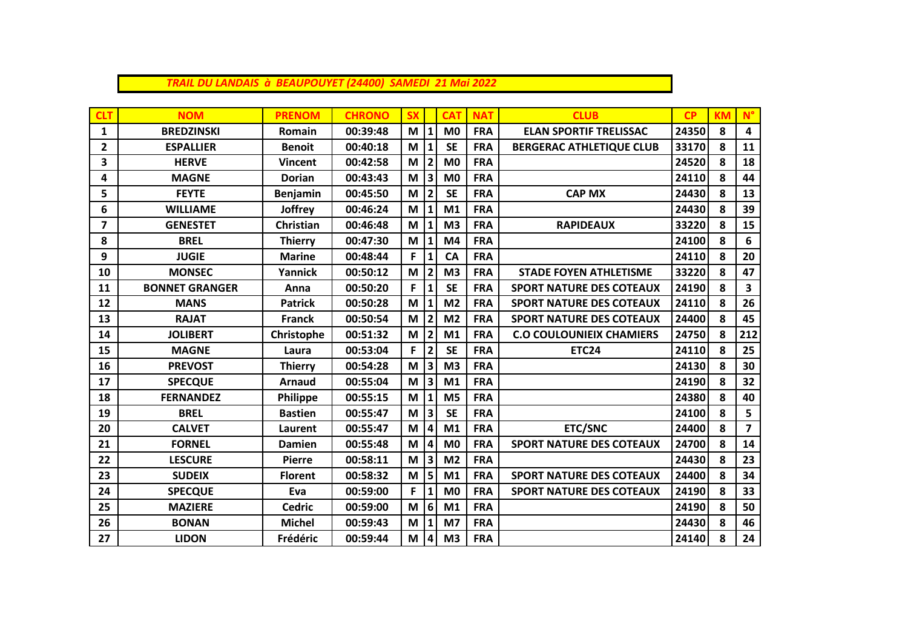*TRAIL DU LANDAIS à BEAUPOUYET (24400) SAMEDI 21 Mai 2022*

| CLT | NOM | PRENOM | CHRONO | SX | | CAT | NAT | CLUB | CP | KM | N° |
|---|---|---|---|---|---|---|---|---|---|---|---|
| 1 | BREDZINSKI | Romain | 00:39:48 | M | 1 | M0 | FRA | ELAN SPORTIF TRELISSAC | 24350 | 8 | 4 |
| 2 | ESPALLIER | Benoit | 00:40:18 | M | 1 | SE | FRA | BERGERAC ATHLETIQUE CLUB | 33170 | 8 | 11 |
| 3 | HERVE | Vincent | 00:42:58 | M | 2 | M0 | FRA | | 24520 | 8 | 18 |
| 4 | MAGNE | Dorian | 00:43:43 | M | 3 | M0 | FRA | | 24110 | 8 | 44 |
| 5 | FEYTE | Benjamin | 00:45:50 | M | 2 | SE | FRA | CAP MX | 24430 | 8 | 13 |
| 6 | WILLIAME | Joffrey | 00:46:24 | M | 1 | M1 | FRA | | 24430 | 8 | 39 |
| 7 | GENESTET | Christian | 00:46:48 | M | 1 | M3 | FRA | RAPIDEAUX | 33220 | 8 | 15 |
| 8 | BREL | Thierry | 00:47:30 | M | 1 | M4 | FRA | | 24100 | 8 | 6 |
| 9 | JUGIE | Marine | 00:48:44 | F | 1 | CA | FRA | | 24110 | 8 | 20 |
| 10 | MONSEC | Yannick | 00:50:12 | M | 2 | M3 | FRA | STADE FOYEN ATHLETISME | 33220 | 8 | 47 |
| 11 | BONNET GRANGER | Anna | 00:50:20 | F | 1 | SE | FRA | SPORT NATURE DES COTEAUX | 24190 | 8 | 3 |
| 12 | MANS | Patrick | 00:50:28 | M | 1 | M2 | FRA | SPORT NATURE DES COTEAUX | 24110 | 8 | 26 |
| 13 | RAJAT | Franck | 00:50:54 | M | 2 | M2 | FRA | SPORT NATURE DES COTEAUX | 24400 | 8 | 45 |
| 14 | JOLIBERT | Christophe | 00:51:32 | M | 2 | M1 | FRA | C.O COULOUNIEIX CHAMIERS | 24750 | 8 | 212 |
| 15 | MAGNE | Laura | 00:53:04 | F | 2 | SE | FRA | ETC24 | 24110 | 8 | 25 |
| 16 | PREVOST | Thierry | 00:54:28 | M | 3 | M3 | FRA | | 24130 | 8 | 30 |
| 17 | SPECQUE | Arnaud | 00:55:04 | M | 3 | M1 | FRA | | 24190 | 8 | 32 |
| 18 | FERNANDEZ | Philippe | 00:55:15 | M | 1 | M5 | FRA | | 24380 | 8 | 40 |
| 19 | BREL | Bastien | 00:55:47 | M | 3 | SE | FRA | | 24100 | 8 | 5 |
| 20 | CALVET | Laurent | 00:55:47 | M | 4 | M1 | FRA | ETC/SNC | 24400 | 8 | 7 |
| 21 | FORNEL | Damien | 00:55:48 | M | 4 | M0 | FRA | SPORT NATURE DES COTEAUX | 24700 | 8 | 14 |
| 22 | LESCURE | Pierre | 00:58:11 | M | 3 | M2 | FRA | | 24430 | 8 | 23 |
| 23 | SUDEIX | Florent | 00:58:32 | M | 5 | M1 | FRA | SPORT NATURE DES COTEAUX | 24400 | 8 | 34 |
| 24 | SPECQUE | Eva | 00:59:00 | F | 1 | M0 | FRA | SPORT NATURE DES COTEAUX | 24190 | 8 | 33 |
| 25 | MAZIERE | Cedric | 00:59:00 | M | 6 | M1 | FRA | | 24190 | 8 | 50 |
| 26 | BONAN | Michel | 00:59:43 | M | 1 | M7 | FRA | | 24430 | 8 | 46 |
| 27 | LIDON | Frédéric | 00:59:44 | M | 4 | M3 | FRA | | 24140 | 8 | 24 |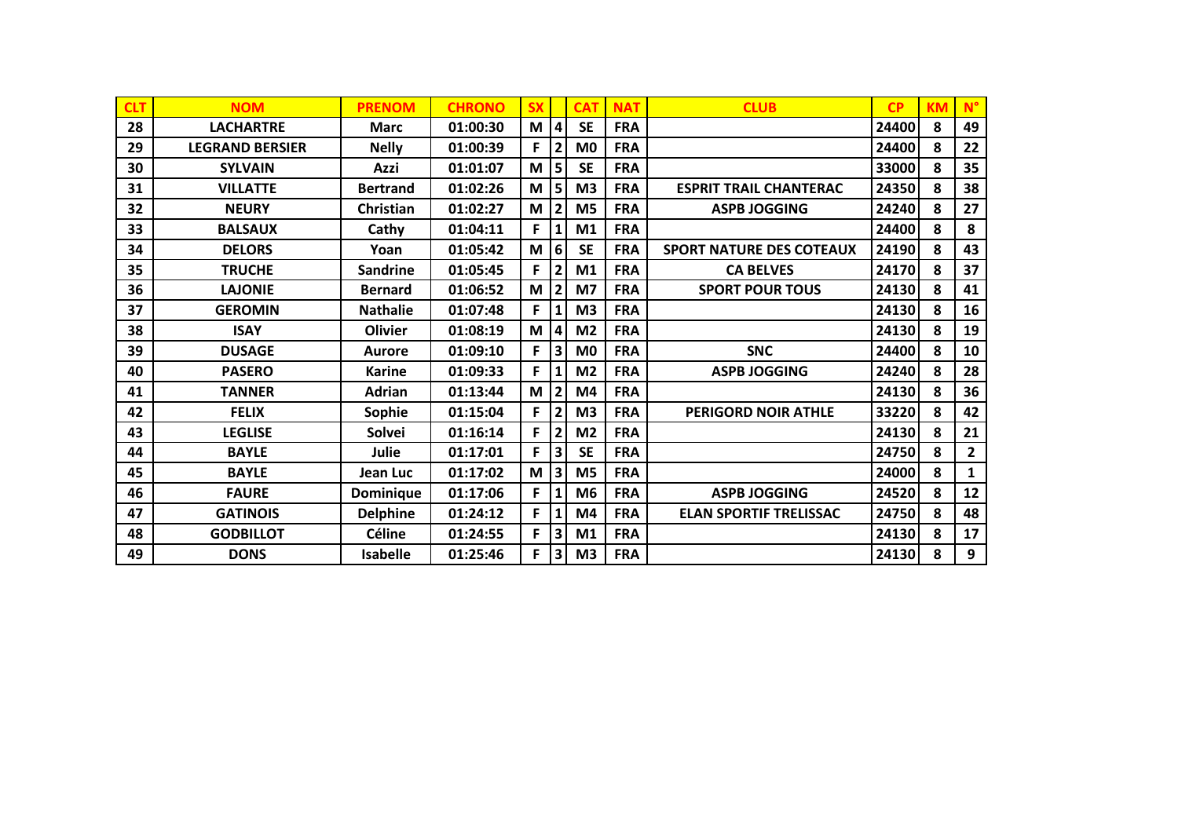| CLT | NOM | PRENOM | CHRONO | SX | | CAT | NAT | CLUB | CP | KM | N° |
|---|---|---|---|---|---|---|---|---|---|---|---|
| 28 | LACHARTRE | Marc | 01:00:30 | M | 4 | SE | FRA | | 24400 | 8 | 49 |
| 29 | LEGRAND BERSIER | Nelly | 01:00:39 | F | 2 | M0 | FRA | | 24400 | 8 | 22 |
| 30 | SYLVAIN | Azzi | 01:01:07 | M | 5 | SE | FRA | | 33000 | 8 | 35 |
| 31 | VILLATTE | Bertrand | 01:02:26 | M | 5 | M3 | FRA | ESPRIT TRAIL CHANTERAC | 24350 | 8 | 38 |
| 32 | NEURY | Christian | 01:02:27 | M | 2 | M5 | FRA | ASPB JOGGING | 24240 | 8 | 27 |
| 33 | BALSAUX | Cathy | 01:04:11 | F | 1 | M1 | FRA | | 24400 | 8 | 8 |
| 34 | DELORS | Yoan | 01:05:42 | M | 6 | SE | FRA | SPORT NATURE DES COTEAUX | 24190 | 8 | 43 |
| 35 | TRUCHE | Sandrine | 01:05:45 | F | 2 | M1 | FRA | CA BELVES | 24170 | 8 | 37 |
| 36 | LAJONIE | Bernard | 01:06:52 | M | 2 | M7 | FRA | SPORT POUR TOUS | 24130 | 8 | 41 |
| 37 | GEROMIN | Nathalie | 01:07:48 | F | 1 | M3 | FRA | | 24130 | 8 | 16 |
| 38 | ISAY | Olivier | 01:08:19 | M | 4 | M2 | FRA | | 24130 | 8 | 19 |
| 39 | DUSAGE | Aurore | 01:09:10 | F | 3 | M0 | FRA | SNC | 24400 | 8 | 10 |
| 40 | PASERO | Karine | 01:09:33 | F | 1 | M2 | FRA | ASPB JOGGING | 24240 | 8 | 28 |
| 41 | TANNER | Adrian | 01:13:44 | M | 2 | M4 | FRA | | 24130 | 8 | 36 |
| 42 | FELIX | Sophie | 01:15:04 | F | 2 | M3 | FRA | PERIGORD NOIR ATHLE | 33220 | 8 | 42 |
| 43 | LEGLISE | Solvei | 01:16:14 | F | 2 | M2 | FRA | | 24130 | 8 | 21 |
| 44 | BAYLE | Julie | 01:17:01 | F | 3 | SE | FRA | | 24750 | 8 | 2 |
| 45 | BAYLE | Jean Luc | 01:17:02 | M | 3 | M5 | FRA | | 24000 | 8 | 1 |
| 46 | FAURE | Dominique | 01:17:06 | F | 1 | M6 | FRA | ASPB JOGGING | 24520 | 8 | 12 |
| 47 | GATINOIS | Delphine | 01:24:12 | F | 1 | M4 | FRA | ELAN SPORTIF TRELISSAC | 24750 | 8 | 48 |
| 48 | GODBILLOT | Céline | 01:24:55 | F | 3 | M1 | FRA | | 24130 | 8 | 17 |
| 49 | DONS | Isabelle | 01:25:46 | F | 3 | M3 | FRA | | 24130 | 8 | 9 |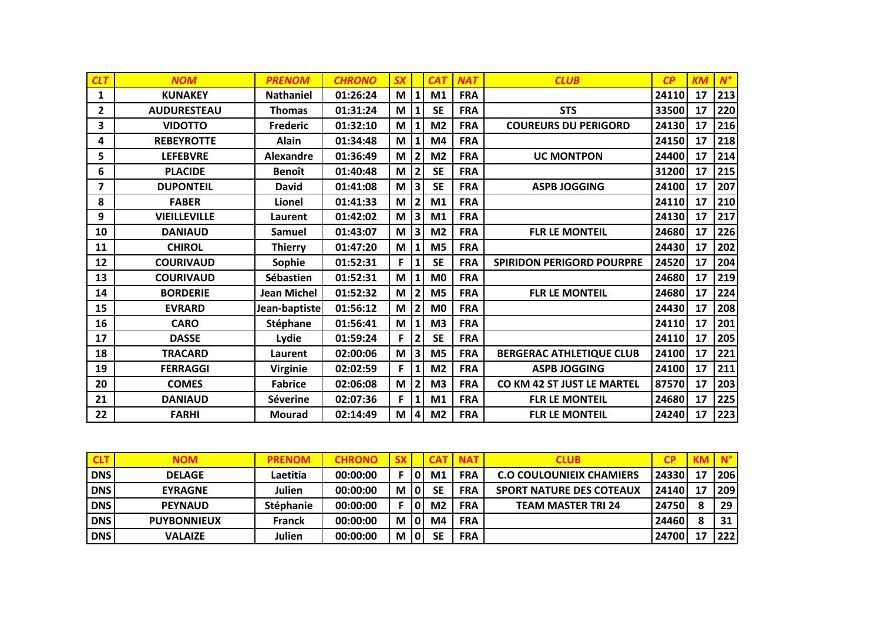| CLT | NOM | PRENOM | CHRONO | SX | | CAT | NAT | CLUB | CP | KM | N° |
|---|---|---|---|---|---|---|---|---|---|---|---|
| 1 | KUNAKEY | Nathaniel | 01:26:24 | M | 1 | M1 | FRA | | 24110 | 17 | 213 |
| 2 | AUDURESTEAU | Thomas | 01:31:24 | M | 1 | SE | FRA | STS | 33500 | 17 | 220 |
| 3 | VIDOTTO | Frederic | 01:32:10 | M | 1 | M2 | FRA | COUREURS DU PERIGORD | 24130 | 17 | 216 |
| 4 | REBEYROTTE | Alain | 01:34:48 | M | 1 | M4 | FRA | | 24150 | 17 | 218 |
| 5 | LEFEBVRE | Alexandre | 01:36:49 | M | 2 | M2 | FRA | UC MONTPON | 24400 | 17 | 214 |
| 6 | PLACIDE | Benoît | 01:40:48 | M | 2 | SE | FRA | | 31200 | 17 | 215 |
| 7 | DUPONTEIL | David | 01:41:08 | M | 3 | SE | FRA | ASPB JOGGING | 24100 | 17 | 207 |
| 8 | FABER | Lionel | 01:41:33 | M | 2 | M1 | FRA | | 24110 | 17 | 210 |
| 9 | VIEILLEVILLE | Laurent | 01:42:02 | M | 3 | M1 | FRA | | 24130 | 17 | 217 |
| 10 | DANIAUD | Samuel | 01:43:07 | M | 3 | M2 | FRA | FLR LE MONTEIL | 24680 | 17 | 226 |
| 11 | CHIROL | Thierry | 01:47:20 | M | 1 | M5 | FRA | | 24430 | 17 | 202 |
| 12 | COURIVAUD | Sophie | 01:52:31 | F | 1 | SE | FRA | SPIRIDON PERIGORD POURPRE | 24520 | 17 | 204 |
| 13 | COURIVAUD | Sébastien | 01:52:31 | M | 1 | M0 | FRA | | 24680 | 17 | 219 |
| 14 | BORDERIE | Jean Michel | 01:52:32 | M | 2 | M5 | FRA | FLR LE MONTEIL | 24680 | 17 | 224 |
| 15 | EVRARD | Jean-baptiste | 01:56:12 | M | 2 | M0 | FRA | | 24430 | 17 | 208 |
| 16 | CARO | Stéphane | 01:56:41 | M | 1 | M3 | FRA | | 24110 | 17 | 201 |
| 17 | DASSE | Lydie | 01:59:24 | F | 2 | SE | FRA | | 24110 | 17 | 205 |
| 18 | TRACARD | Laurent | 02:00:06 | M | 3 | M5 | FRA | BERGERAC ATHLETIQUE CLUB | 24100 | 17 | 221 |
| 19 | FERRAGGI | Virginie | 02:02:59 | F | 1 | M2 | FRA | ASPB JOGGING | 24100 | 17 | 211 |
| 20 | COMES | Fabrice | 02:06:08 | M | 2 | M3 | FRA | CO KM 42 ST JUST LE MARTEL | 87570 | 17 | 203 |
| 21 | DANIAUD | Séverine | 02:07:36 | F | 1 | M1 | FRA | FLR LE MONTEIL | 24680 | 17 | 225 |
| 22 | FARHI | Mourad | 02:14:49 | M | 4 | M2 | FRA | FLR LE MONTEIL | 24240 | 17 | 223 |

| CLT | NOM | PRENOM | CHRONO | SX | | CAT | NAT | CLUB | CP | KM | N° |
|---|---|---|---|---|---|---|---|---|---|---|---|
| DNS | DELAGE | Laetitia | 00:00:00 | F | 0 | M1 | FRA | C.O COULOUNIEIX CHAMIERS | 24330 | 17 | 206 |
| DNS | EYRAGNE | Julien | 00:00:00 | M | 0 | SE | FRA | SPORT NATURE DES COTEAUX | 24140 | 17 | 209 |
| DNS | PEYNAUD | Stéphanie | 00:00:00 | F | 0 | M2 | FRA | TEAM MASTER TRI 24 | 24750 | 8 | 29 |
| DNS | PUYBONNIEUX | Franck | 00:00:00 | M | 0 | M4 | FRA | | 24460 | 8 | 31 |
| DNS | VALAIZE | Julien | 00:00:00 | M | 0 | SE | FRA | | 24700 | 17 | 222 |